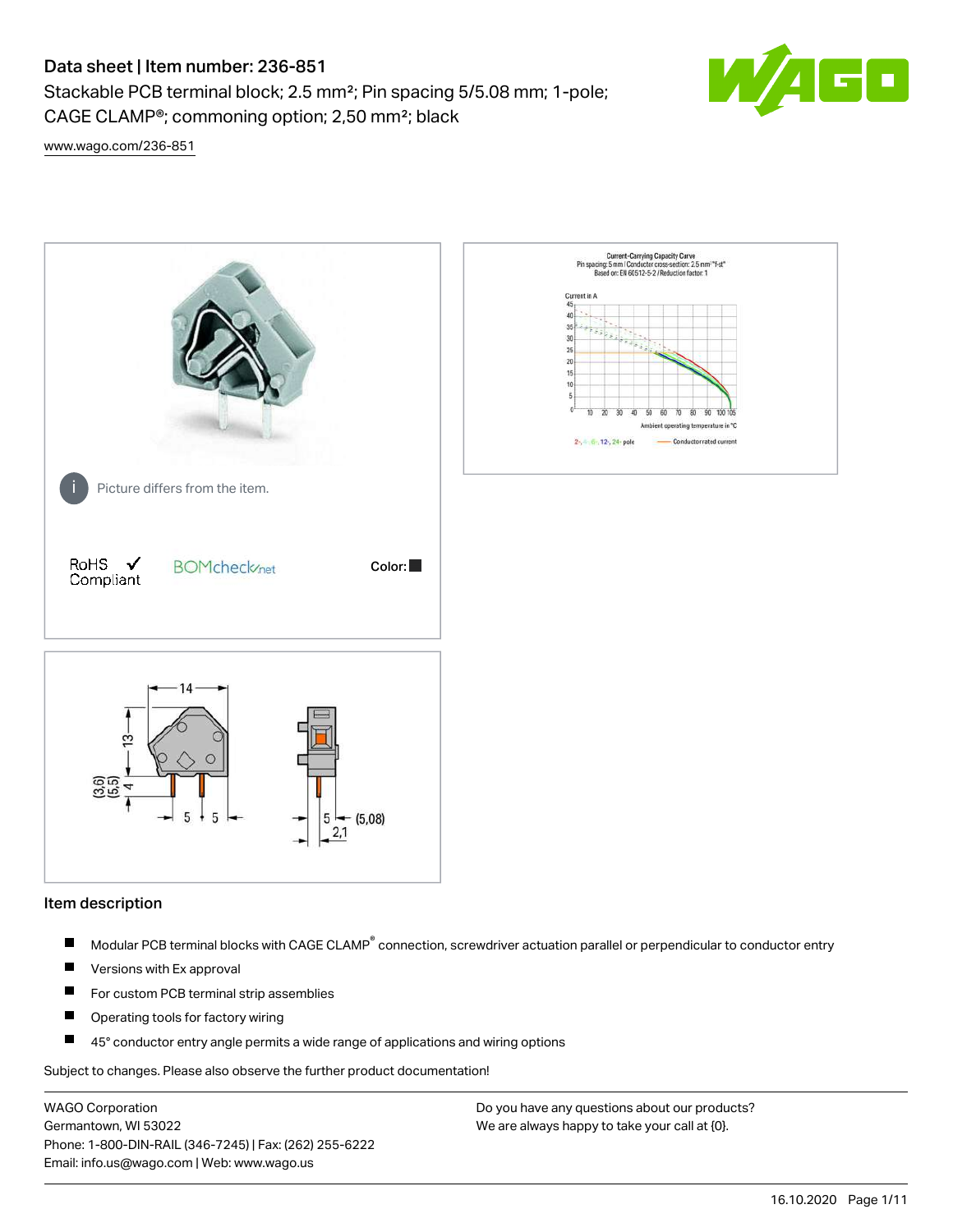# Data sheet | Item number: 236-851

Stackable PCB terminal block; 2.5 mm²; Pin spacing 5/5.08 mm; 1-pole; CAGE CLAMP®; commoning option; 2,50 mm²; black

www.wago.com/236-851

Picture differs from the item.

RoHS Compliant

Color:

## Item description

- Modular PCB terminal blocks with CAGE CLAMP® connection, screwdriver actuation parallel or perpendicular to conductor entry
- Versions with Ex approval
- For custom PCB terminal strip assemblies
- Operating tools for factory wiring
- 45° conductor entry angle permits a wide range of applications and wiring options

Subject to changes. Please also observe the further product documentation!

WAGO Corporation
Germantown, WI 53022
Phone: 1-800-DIN-RAIL (346-7245) | Fax: (262) 255-6222
Email: info.us@wago.com | Web: www.wago.us

Do you have any questions about our products?
We are always happy to take your call at {0}.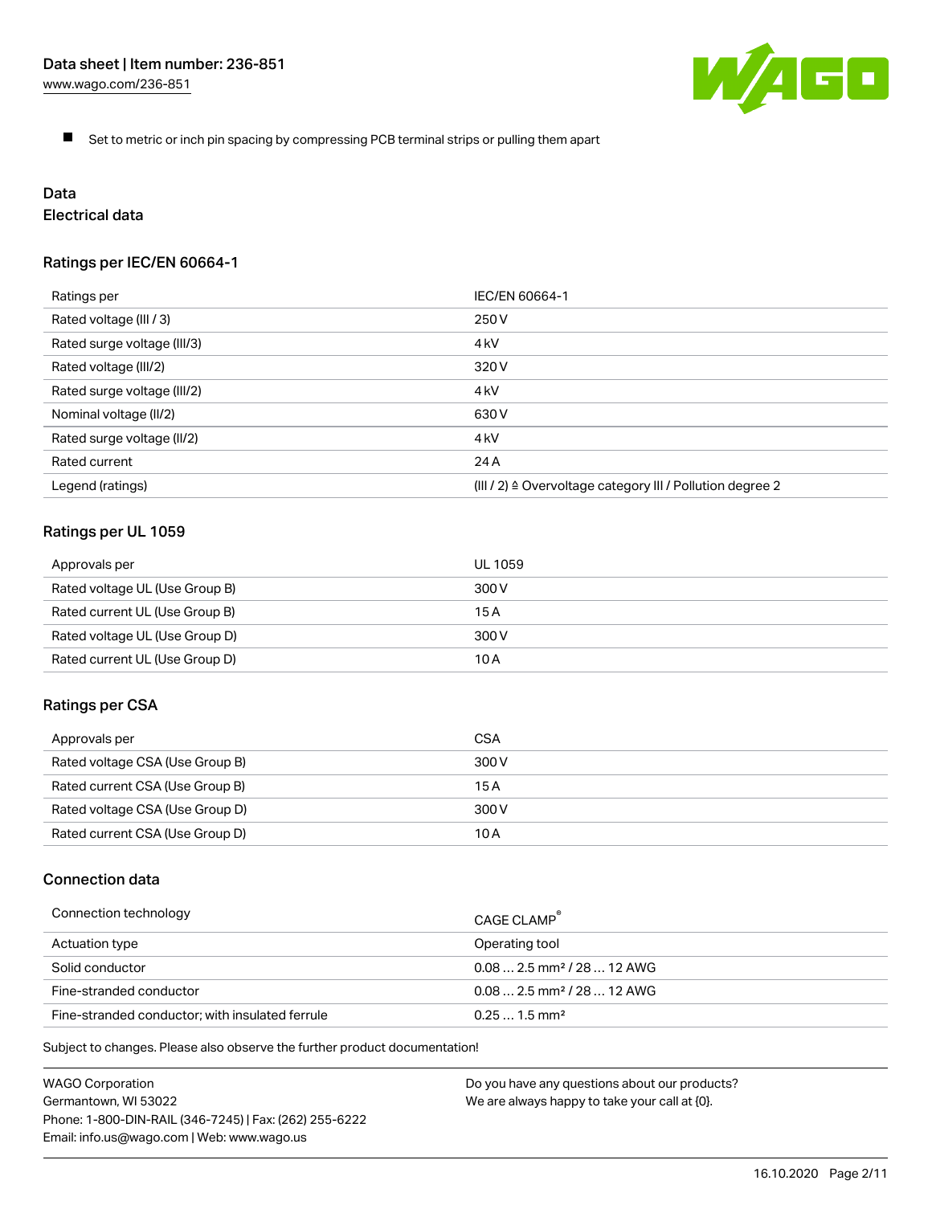- Set to metric or inch pin spacing by compressing PCB terminal strips or pulling them apart

# Data

## Electrical data

### Ratings per IEC/EN 60664-1

| | |
|---|---|
| Ratings per | IEC/EN 60664-1 |
| Rated voltage (III / 3) | 250 V |
| Rated surge voltage (III/3) | 4 kV |
| Rated voltage (III/2) | 320 V |
| Rated surge voltage (III/2) | 4 kV |
| Nominal voltage (II/2) | 630 V |
| Rated surge voltage (II/2) | 4 kV |
| Rated current | 24 A |
| Legend (ratings) | (III / 2) ≙ Overvoltage category III / Pollution degree 2 |

### Ratings per UL 1059

| | |
|---|---|
| Approvals per | UL 1059 |
| Rated voltage UL (Use Group B) | 300 V |
| Rated current UL (Use Group B) | 15 A |
| Rated voltage UL (Use Group D) | 300 V |
| Rated current UL (Use Group D) | 10 A |

### Ratings per CSA

| | |
|---|---|
| Approvals per | CSA |
| Rated voltage CSA (Use Group B) | 300 V |
| Rated current CSA (Use Group B) | 15 A |
| Rated voltage CSA (Use Group D) | 300 V |
| Rated current CSA (Use Group D) | 10 A |

### Connection data

| | |
|---|---|
| Connection technology | CAGE CLAMP® |
| Actuation type | Operating tool |
| Solid conductor | 0.08 … 2.5 mm² / 28 … 12 AWG |
| Fine-stranded conductor | 0.08 … 2.5 mm² / 28 … 12 AWG |
| Fine-stranded conductor; with insulated ferrule | 0.25 … 1.5 mm² |

Subject to changes. Please also observe the further product documentation!

WAGO Corporation
Germantown, WI 53022
Phone: 1-800-DIN-RAIL (346-7245) | Fax: (262) 255-6222
Email: info.us@wago.com | Web: www.wago.us

Do you have any questions about our products?
We are always happy to take your call at {0}.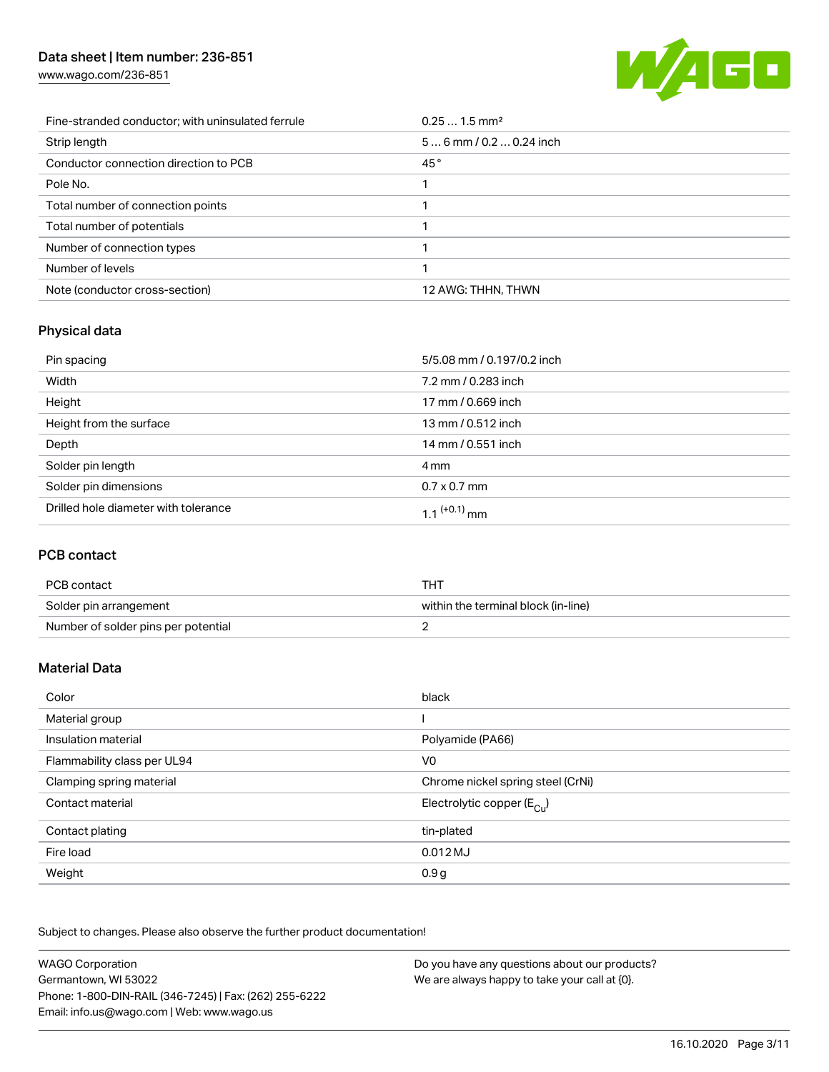| | |
|---|---|
| Fine-stranded conductor; with uninsulated ferrule | 0.25 … 1.5 mm² |
| Strip length | 5 … 6 mm / 0.2 … 0.24 inch |
| Conductor connection direction to PCB | 45 ° |
| Pole No. | 1 |
| Total number of connection points | 1 |
| Total number of potentials | 1 |
| Number of connection types | 1 |
| Number of levels | 1 |
| Note (conductor cross-section) | 12 AWG: THHN, THWN |

## Physical data

| | |
|---|---|
| Pin spacing | 5/5.08 mm / 0.197/0.2 inch |
| Width | 7.2 mm / 0.283 inch |
| Height | 17 mm / 0.669 inch |
| Height from the surface | 13 mm / 0.512 inch |
| Depth | 14 mm / 0.551 inch |
| Solder pin length | 4 mm |
| Solder pin dimensions | 0.7 x 0.7 mm |
| Drilled hole diameter with tolerance | $1.1^{(+0.1)}$ mm |

## PCB contact

| | |
|---|---|
| PCB contact | THT |
| Solder pin arrangement | within the terminal block (in-line) |
| Number of solder pins per potential | 2 |

## Material Data

| | |
|---|---|
| Color | black |
| Material group | I |
| Insulation material | Polyamide (PA66) |
| Flammability class per UL94 | V0 |
| Clamping spring material | Chrome nickel spring steel (CrNi) |
| Contact material | Electrolytic copper ($E_{Cu}$) |
| Contact plating | tin-plated |
| Fire load | 0.012 MJ |
| Weight | 0.9 g |

Subject to changes. Please also observe the further product documentation!

WAGO Corporation
Germantown, WI 53022
Phone: 1-800-DIN-RAIL (346-7245) | Fax: (262) 255-6222
Email: info.us@wago.com | Web: www.wago.us

Do you have any questions about our products?
We are always happy to take your call at {0}.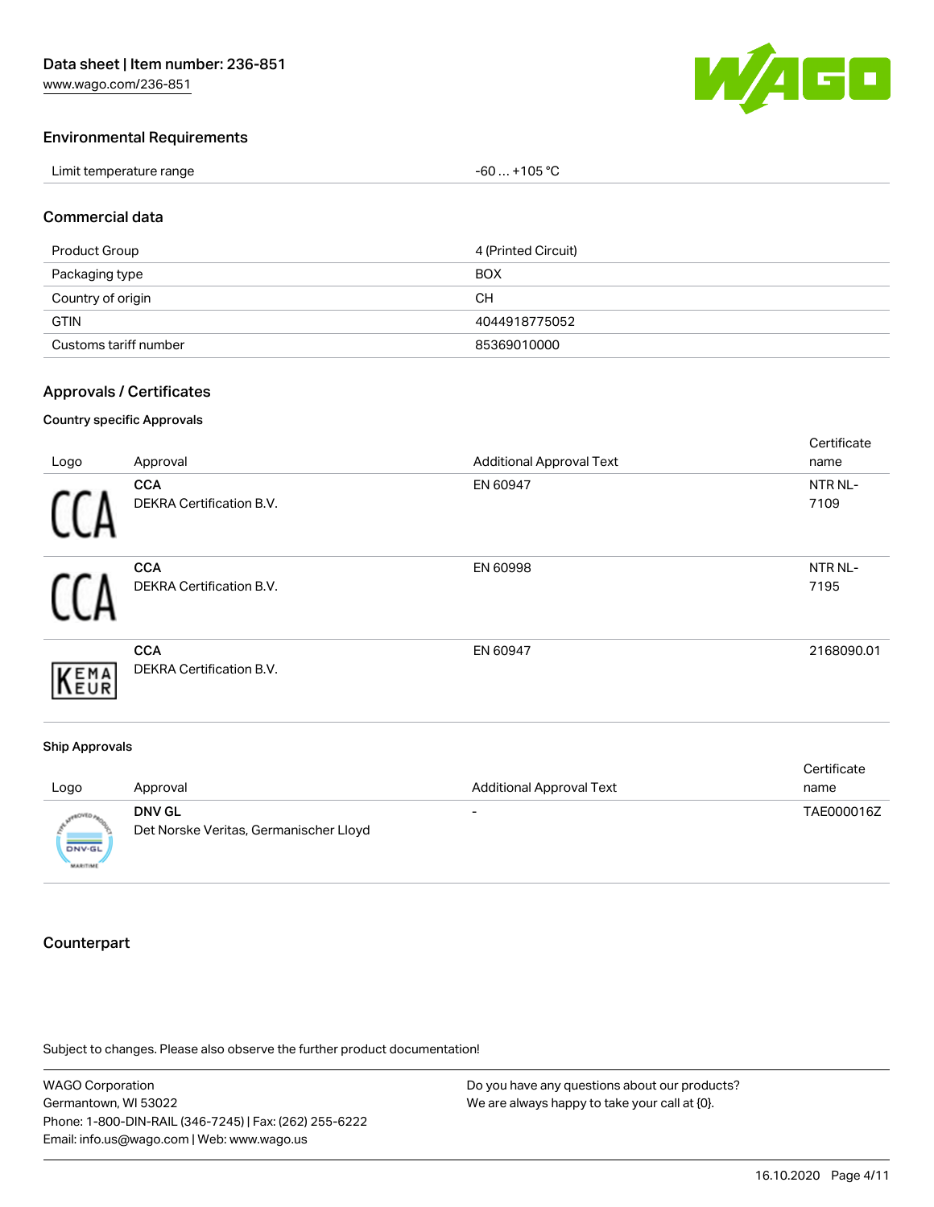## Environmental Requirements

| | |
|---|---|
| Limit temperature range | -60 … +105 °C |

## Commercial data

| | |
|---|---|
| Product Group | 4 (Printed Circuit) |
| Packaging type | BOX |
| Country of origin | CH |
| GTIN | 4044918775052 |
| Customs tariff number | 85369010000 |

## Approvals / Certificates

### Country specific Approvals

| Logo | Approval | Additional Approval Text | Certificate name |
|---|---|---|---|
| | **CCA** DEKRA Certification B.V. | EN 60947 | NTR NL-7109 |
| | **CCA** DEKRA Certification B.V. | EN 60998 | NTR NL-7195 |
| | **CCA** DEKRA Certification B.V. | EN 60947 | 2168090.01 |

### Ship Approvals

| Logo | Approval | Additional Approval Text | Certificate name |
|---|---|---|---|
| | **DNV GL** Det Norske Veritas, Germanischer Lloyd | - | TAE000016Z |

## Counterpart

Subject to changes. Please also observe the further product documentation!

WAGO Corporation
Germantown, WI 53022
Phone: 1-800-DIN-RAIL (346-7245) | Fax: (262) 255-6222
Email: info.us@wago.com | Web: www.wago.us

Do you have any questions about our products?
We are always happy to take your call at {0}.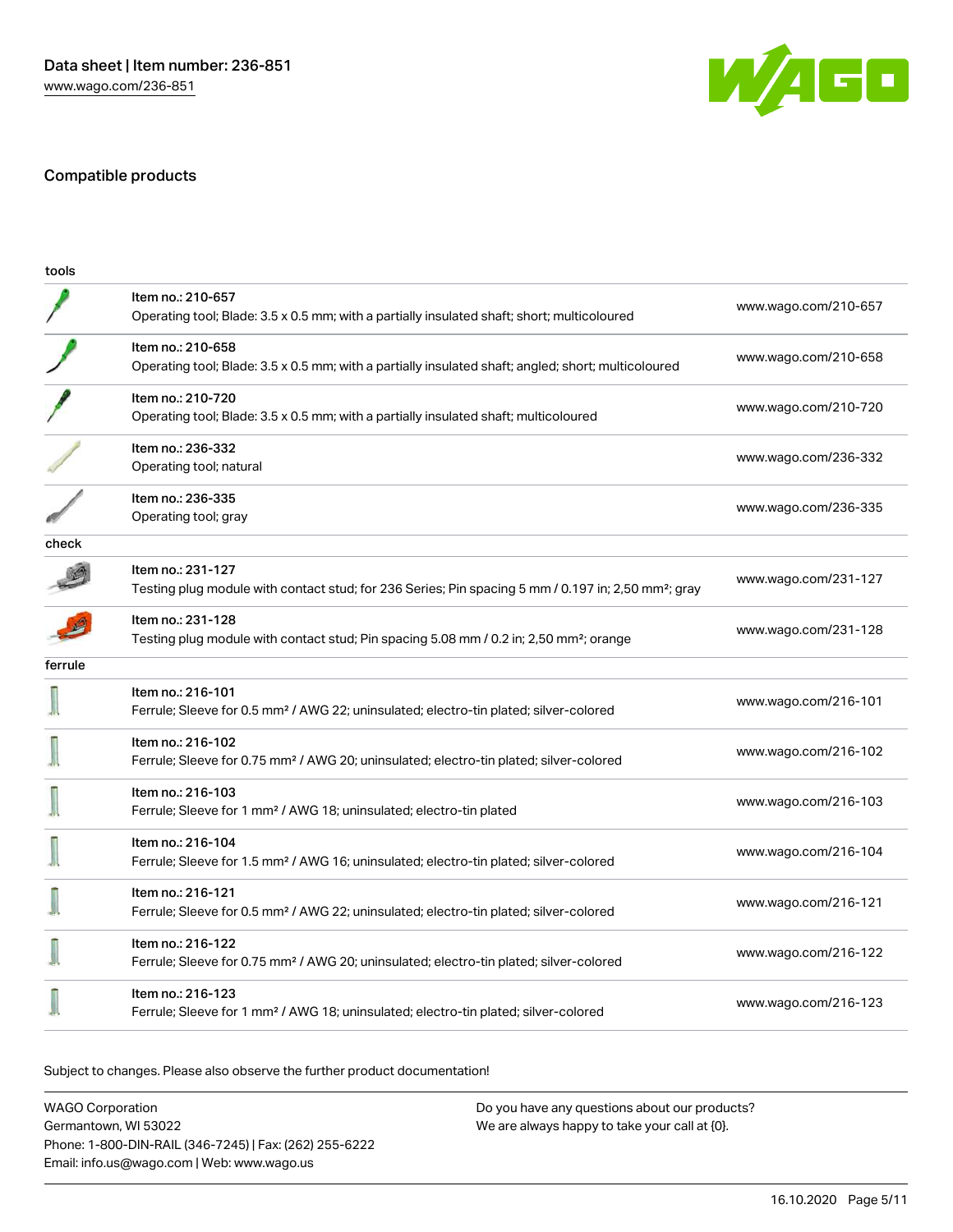## Compatible products

| | | |
|---|---|---|
| **tools** | | |
| | Item no.: 210-657<br>Operating tool; Blade: 3.5 x 0.5 mm; with a partially insulated shaft; short; multicoloured | www.wago.com/210-657 |
| | Item no.: 210-658<br>Operating tool; Blade: 3.5 x 0.5 mm; with a partially insulated shaft; angled; short; multicoloured | www.wago.com/210-658 |
| | Item no.: 210-720<br>Operating tool; Blade: 3.5 x 0.5 mm; with a partially insulated shaft; multicoloured | www.wago.com/210-720 |
| | Item no.: 236-332<br>Operating tool; natural | www.wago.com/236-332 |
| | Item no.: 236-335<br>Operating tool; gray | www.wago.com/236-335 |
| **check** | | |
| | Item no.: 231-127<br>Testing plug module with contact stud; for 236 Series; Pin spacing 5 mm / 0.197 in; 2,50 mm²; gray | www.wago.com/231-127 |
| | Item no.: 231-128<br>Testing plug module with contact stud; Pin spacing 5.08 mm / 0.2 in; 2,50 mm²; orange | www.wago.com/231-128 |
| **ferrule** | | |
| | Item no.: 216-101<br>Ferrule; Sleeve for 0.5 mm² / AWG 22; uninsulated; electro-tin plated; silver-colored | www.wago.com/216-101 |
| | Item no.: 216-102<br>Ferrule; Sleeve for 0.75 mm² / AWG 20; uninsulated; electro-tin plated; silver-colored | www.wago.com/216-102 |
| | Item no.: 216-103<br>Ferrule; Sleeve for 1 mm² / AWG 18; uninsulated; electro-tin plated | www.wago.com/216-103 |
| | Item no.: 216-104<br>Ferrule; Sleeve for 1.5 mm² / AWG 16; uninsulated; electro-tin plated; silver-colored | www.wago.com/216-104 |
| | Item no.: 216-121<br>Ferrule; Sleeve for 0.5 mm² / AWG 22; uninsulated; electro-tin plated; silver-colored | www.wago.com/216-121 |
| | Item no.: 216-122<br>Ferrule; Sleeve for 0.75 mm² / AWG 20; uninsulated; electro-tin plated; silver-colored | www.wago.com/216-122 |
| | Item no.: 216-123<br>Ferrule; Sleeve for 1 mm² / AWG 18; uninsulated; electro-tin plated; silver-colored | www.wago.com/216-123 |

Subject to changes. Please also observe the further product documentation!

WAGO Corporation
Germantown, WI 53022
Phone: 1-800-DIN-RAIL (346-7245) | Fax: (262) 255-6222
Email: info.us@wago.com | Web: www.wago.us

Do you have any questions about our products?
We are always happy to take your call at {0}.

16.10.2020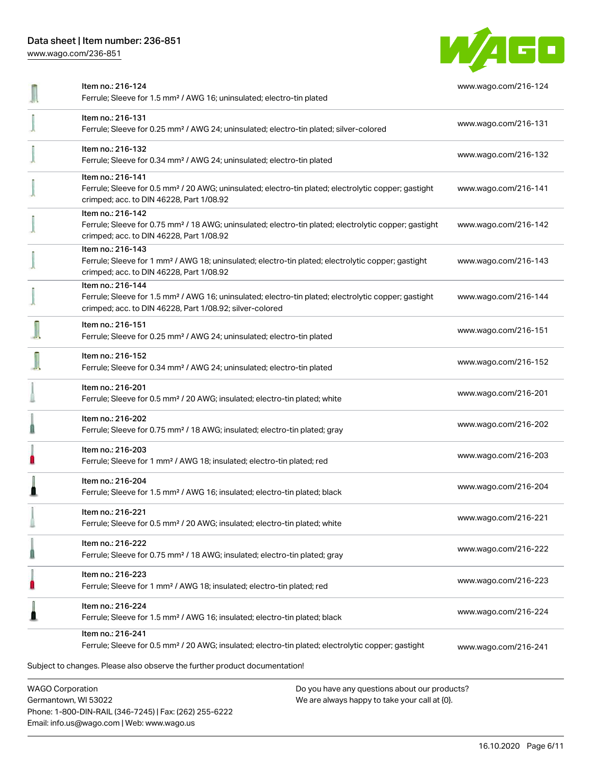| | | |
|---|---|---|
| | Item no.: 216-124<br>Ferrule; Sleeve for 1.5 mm² / AWG 16; uninsulated; electro-tin plated | www.wago.com/216-124 |
| | Item no.: 216-131<br>Ferrule; Sleeve for 0.25 mm² / AWG 24; uninsulated; electro-tin plated; silver-colored | www.wago.com/216-131 |
| | Item no.: 216-132<br>Ferrule; Sleeve for 0.34 mm² / AWG 24; uninsulated; electro-tin plated | www.wago.com/216-132 |
| | Item no.: 216-141<br>Ferrule; Sleeve for 0.5 mm² / 20 AWG; uninsulated; electro-tin plated; electrolytic copper; gastight crimped; acc. to DIN 46228, Part 1/08.92 | www.wago.com/216-141 |
| | Item no.: 216-142<br>Ferrule; Sleeve for 0.75 mm² / 18 AWG; uninsulated; electro-tin plated; electrolytic copper; gastight crimped; acc. to DIN 46228, Part 1/08.92 | www.wago.com/216-142 |
| | Item no.: 216-143<br>Ferrule; Sleeve for 1 mm² / AWG 18; uninsulated; electro-tin plated; electrolytic copper; gastight crimped; acc. to DIN 46228, Part 1/08.92 | www.wago.com/216-143 |
| | Item no.: 216-144<br>Ferrule; Sleeve for 1.5 mm² / AWG 16; uninsulated; electro-tin plated; electrolytic copper; gastight crimped; acc. to DIN 46228, Part 1/08.92; silver-colored | www.wago.com/216-144 |
| | Item no.: 216-151<br>Ferrule; Sleeve for 0.25 mm² / AWG 24; uninsulated; electro-tin plated | www.wago.com/216-151 |
| | Item no.: 216-152<br>Ferrule; Sleeve for 0.34 mm² / AWG 24; uninsulated; electro-tin plated | www.wago.com/216-152 |
| | Item no.: 216-201<br>Ferrule; Sleeve for 0.5 mm² / 20 AWG; insulated; electro-tin plated; white | www.wago.com/216-201 |
| | Item no.: 216-202<br>Ferrule; Sleeve for 0.75 mm² / 18 AWG; insulated; electro-tin plated; gray | www.wago.com/216-202 |
| | Item no.: 216-203<br>Ferrule; Sleeve for 1 mm² / AWG 18; insulated; electro-tin plated; red | www.wago.com/216-203 |
| | Item no.: 216-204<br>Ferrule; Sleeve for 1.5 mm² / AWG 16; insulated; electro-tin plated; black | www.wago.com/216-204 |
| | Item no.: 216-221<br>Ferrule; Sleeve for 0.5 mm² / 20 AWG; insulated; electro-tin plated; white | www.wago.com/216-221 |
| | Item no.: 216-222<br>Ferrule; Sleeve for 0.75 mm² / 18 AWG; insulated; electro-tin plated; gray | www.wago.com/216-222 |
| | Item no.: 216-223<br>Ferrule; Sleeve for 1 mm² / AWG 18; insulated; electro-tin plated; red | www.wago.com/216-223 |
| | Item no.: 216-224<br>Ferrule; Sleeve for 1.5 mm² / AWG 16; insulated; electro-tin plated; black | www.wago.com/216-224 |
| | Item no.: 216-241<br>Ferrule; Sleeve for 0.5 mm² / 20 AWG; insulated; electro-tin plated; electrolytic copper; gastight | www.wago.com/216-241 |

Subject to changes. Please also observe the further product documentation!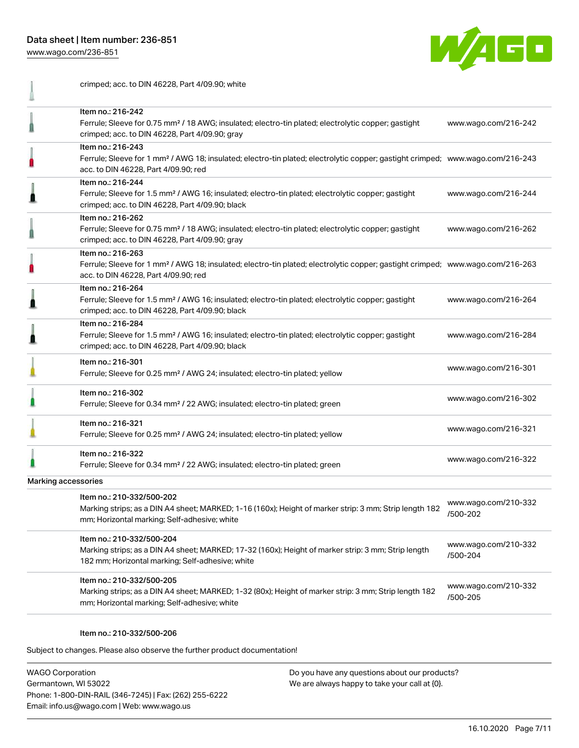| | |
|---|---|
| crimped; acc. to DIN 46228, Part 4/09.90; white | |
| Item no.: 216-242<br>Ferrule; Sleeve for 0.75 mm² / 18 AWG; insulated; electro-tin plated; electrolytic copper; gastight crimped; acc. to DIN 46228, Part 4/09.90; gray | www.wago.com/216-242 |
| Item no.: 216-243<br>Ferrule; Sleeve for 1 mm² / AWG 18; insulated; electro-tin plated; electrolytic copper; gastight crimped; acc. to DIN 46228, Part 4/09.90; red | www.wago.com/216-243 |
| Item no.: 216-244<br>Ferrule; Sleeve for 1.5 mm² / AWG 16; insulated; electro-tin plated; electrolytic copper; gastight crimped; acc. to DIN 46228, Part 4/09.90; black | www.wago.com/216-244 |
| Item no.: 216-262<br>Ferrule; Sleeve for 0.75 mm² / 18 AWG; insulated; electro-tin plated; electrolytic copper; gastight crimped; acc. to DIN 46228, Part 4/09.90; gray | www.wago.com/216-262 |
| Item no.: 216-263<br>Ferrule; Sleeve for 1 mm² / AWG 18; insulated; electro-tin plated; electrolytic copper; gastight crimped; acc. to DIN 46228, Part 4/09.90; red | www.wago.com/216-263 |
| Item no.: 216-264<br>Ferrule; Sleeve for 1.5 mm² / AWG 16; insulated; electro-tin plated; electrolytic copper; gastight crimped; acc. to DIN 46228, Part 4/09.90; black | www.wago.com/216-264 |
| Item no.: 216-284<br>Ferrule; Sleeve for 1.5 mm² / AWG 16; insulated; electro-tin plated; electrolytic copper; gastight crimped; acc. to DIN 46228, Part 4/09.90; black | www.wago.com/216-284 |
| Item no.: 216-301<br>Ferrule; Sleeve for 0.25 mm² / AWG 24; insulated; electro-tin plated; yellow | www.wago.com/216-301 |
| Item no.: 216-302<br>Ferrule; Sleeve for 0.34 mm² / 22 AWG; insulated; electro-tin plated; green | www.wago.com/216-302 |
| Item no.: 216-321<br>Ferrule; Sleeve for 0.25 mm² / AWG 24; insulated; electro-tin plated; yellow | www.wago.com/216-321 |
| Item no.: 216-322<br>Ferrule; Sleeve for 0.34 mm² / 22 AWG; insulated; electro-tin plated; green | www.wago.com/216-322 |

Marking accessories

| | |
|---|---|
| Item no.: 210-332/500-202<br>Marking strips; as a DIN A4 sheet; MARKED; 1-16 (160x); Height of marker strip: 3 mm; Strip length 182 mm; Horizontal marking; Self-adhesive; white | www.wago.com/210-332/500-202 |
| Item no.: 210-332/500-204<br>Marking strips; as a DIN A4 sheet; MARKED; 17-32 (160x); Height of marker strip: 3 mm; Strip length 182 mm; Horizontal marking; Self-adhesive; white | www.wago.com/210-332/500-204 |
| Item no.: 210-332/500-205<br>Marking strips; as a DIN A4 sheet; MARKED; 1-32 (80x); Height of marker strip: 3 mm; Strip length 182 mm; Horizontal marking; Self-adhesive; white | www.wago.com/210-332/500-205 |

Item no.: 210-332/500-206

Subject to changes. Please also observe the further product documentation!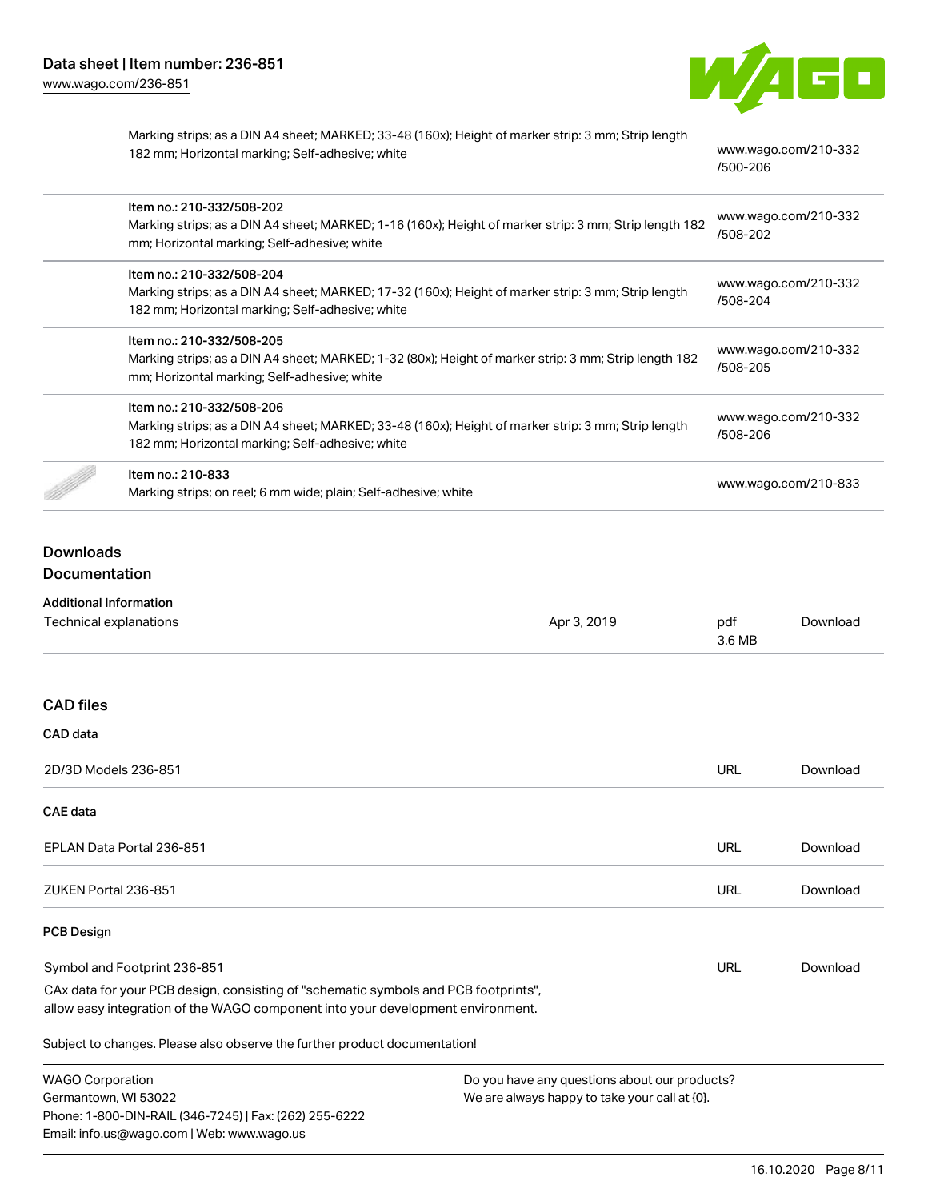| | | |
|---|---|---|
| | Marking strips; as a DIN A4 sheet; MARKED; 33-48 (160x); Height of marker strip: 3 mm; Strip length 182 mm; Horizontal marking; Self-adhesive; white | www.wago.com/210-332/500-206 |
| | Item no.: 210-332/508-202<br>Marking strips; as a DIN A4 sheet; MARKED; 1-16 (160x); Height of marker strip: 3 mm; Strip length 182 mm; Horizontal marking; Self-adhesive; white | www.wago.com/210-332/508-202 |
| | Item no.: 210-332/508-204<br>Marking strips; as a DIN A4 sheet; MARKED; 17-32 (160x); Height of marker strip: 3 mm; Strip length 182 mm; Horizontal marking; Self-adhesive; white | www.wago.com/210-332/508-204 |
| | Item no.: 210-332/508-205<br>Marking strips; as a DIN A4 sheet; MARKED; 1-32 (80x); Height of marker strip: 3 mm; Strip length 182 mm; Horizontal marking; Self-adhesive; white | www.wago.com/210-332/508-205 |
| | Item no.: 210-332/508-206<br>Marking strips; as a DIN A4 sheet; MARKED; 33-48 (160x); Height of marker strip: 3 mm; Strip length 182 mm; Horizontal marking; Self-adhesive; white | www.wago.com/210-332/508-206 |
| | Item no.: 210-833<br>Marking strips; on reel; 6 mm wide; plain; Self-adhesive; white | www.wago.com/210-833 |

## Downloads
## Documentation

### Additional Information

| | | | |
|---|---|---|---|
| Technical explanations | Apr 3, 2019 | pdf 3.6 MB | Download |

## CAD files

### CAD data

| | | |
|---|---|---|
| 2D/3D Models 236-851 | URL | Download |

### CAE data

| | | |
|---|---|---|
| EPLAN Data Portal 236-851 | URL | Download |
| ZUKEN Portal 236-851 | URL | Download |

### PCB Design

| | | |
|---|---|---|
| Symbol and Footprint 236-851 | URL | Download |

CAx data for your PCB design, consisting of "schematic symbols and PCB footprints", allow easy integration of the WAGO component into your development environment.

Subject to changes. Please also observe the further product documentation!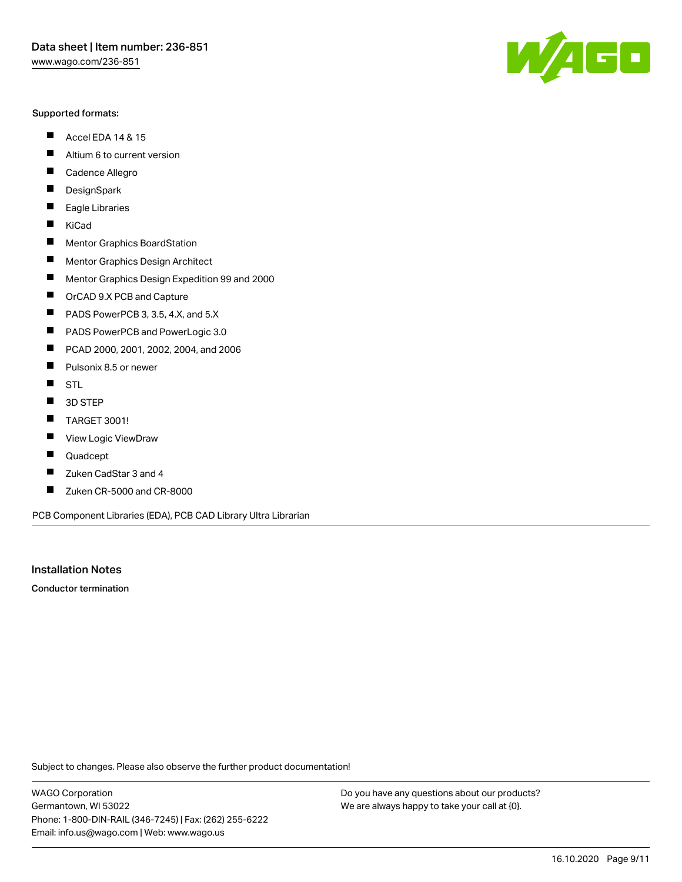Supported formats:

- Accel EDA 14 & 15
- Altium 6 to current version
- Cadence Allegro
- DesignSpark
- Eagle Libraries
- KiCad
- Mentor Graphics BoardStation
- Mentor Graphics Design Architect
- Mentor Graphics Design Expedition 99 and 2000
- OrCAD 9.X PCB and Capture
- PADS PowerPCB 3, 3.5, 4.X, and 5.X
- PADS PowerPCB and PowerLogic 3.0
- PCAD 2000, 2001, 2002, 2004, and 2006
- Pulsonix 8.5 or newer
- STL
- 3D STEP
- TARGET 3001!
- View Logic ViewDraw
- Quadcept
- Zuken CadStar 3 and 4
- Zuken CR-5000 and CR-8000

PCB Component Libraries (EDA), PCB CAD Library Ultra Librarian

## Installation Notes

**Conductor termination**

Subject to changes. Please also observe the further product documentation!

WAGO Corporation
Germantown, WI 53022
Phone: 1-800-DIN-RAIL (346-7245) | Fax: (262) 255-6222
Email: info.us@wago.com | Web: www.wago.us

Do you have any questions about our products?
We are always happy to take your call at {0}.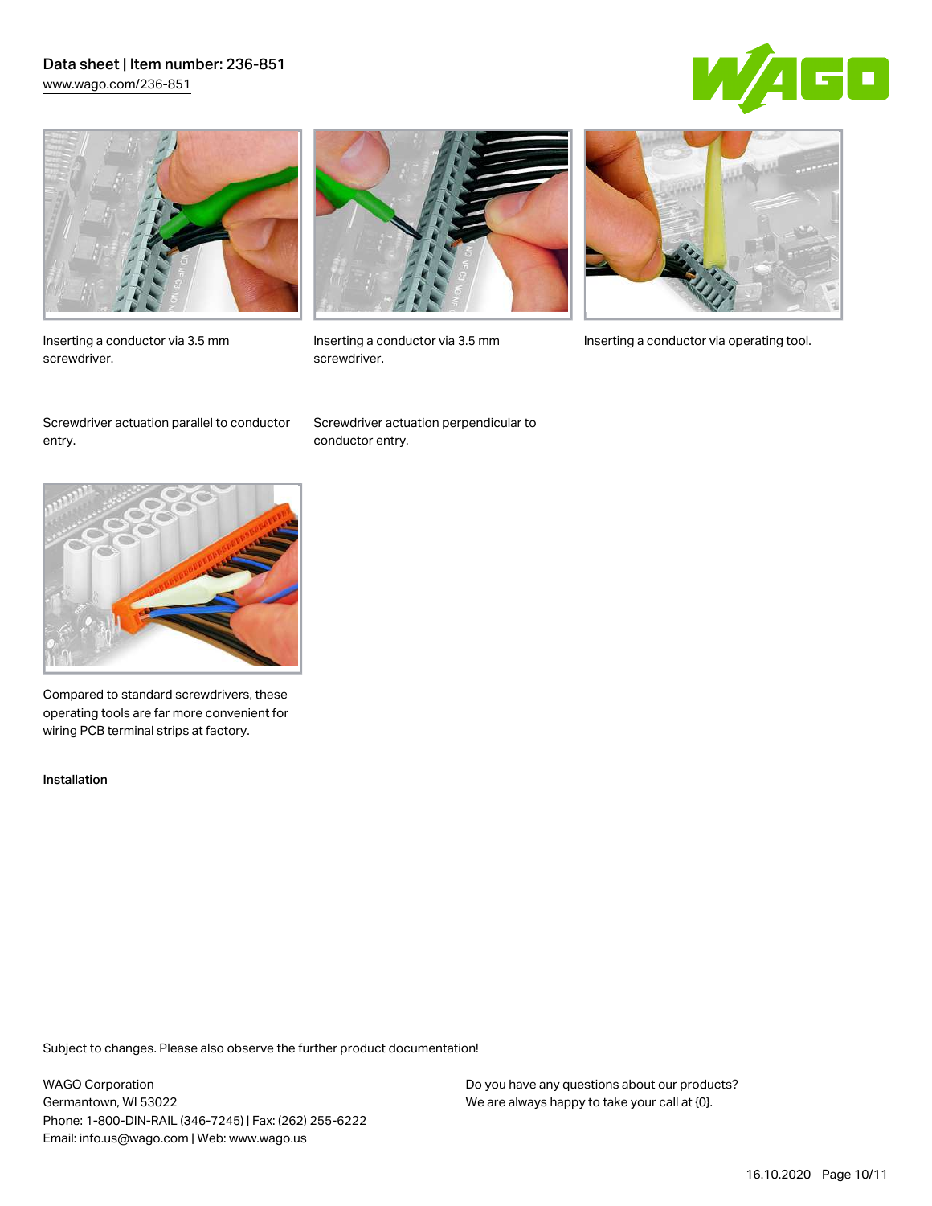Inserting a conductor via 3.5 mm screwdriver.

Inserting a conductor via 3.5 mm screwdriver.

Inserting a conductor via operating tool.

Screwdriver actuation parallel to conductor entry.

Screwdriver actuation perpendicular to conductor entry.

Compared to standard screwdrivers, these operating tools are far more convenient for wiring PCB terminal strips at factory.

Installation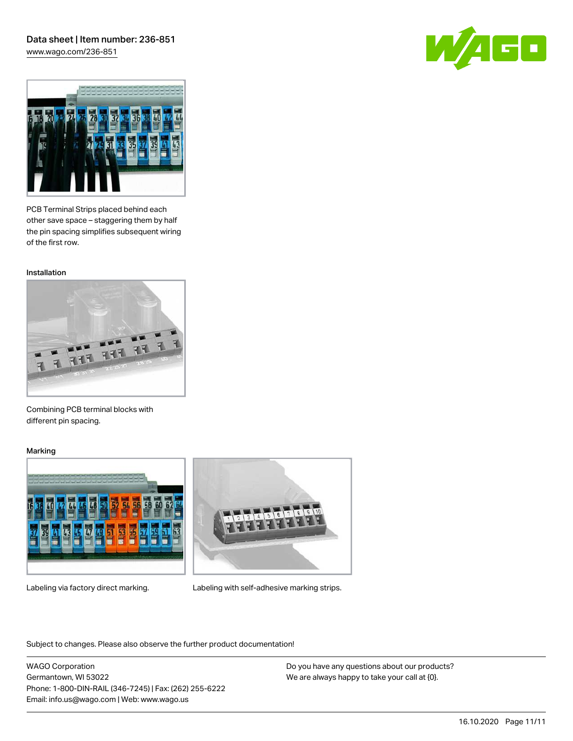PCB Terminal Strips placed behind each other save space – staggering them by half the pin spacing simplifies subsequent wiring of the first row.

### Installation

Combining PCB terminal blocks with different pin spacing.

### Marking

Labeling via factory direct marking.

Labeling with self-adhesive marking strips.

Subject to changes. Please also observe the further product documentation!

WAGO Corporation
Germantown, WI 53022
Phone: 1-800-DIN-RAIL (346-7245) | Fax: (262) 255-6222
Email: info.us@wago.com | Web: www.wago.us

Do you have any questions about our products?
We are always happy to take your call at {0}.